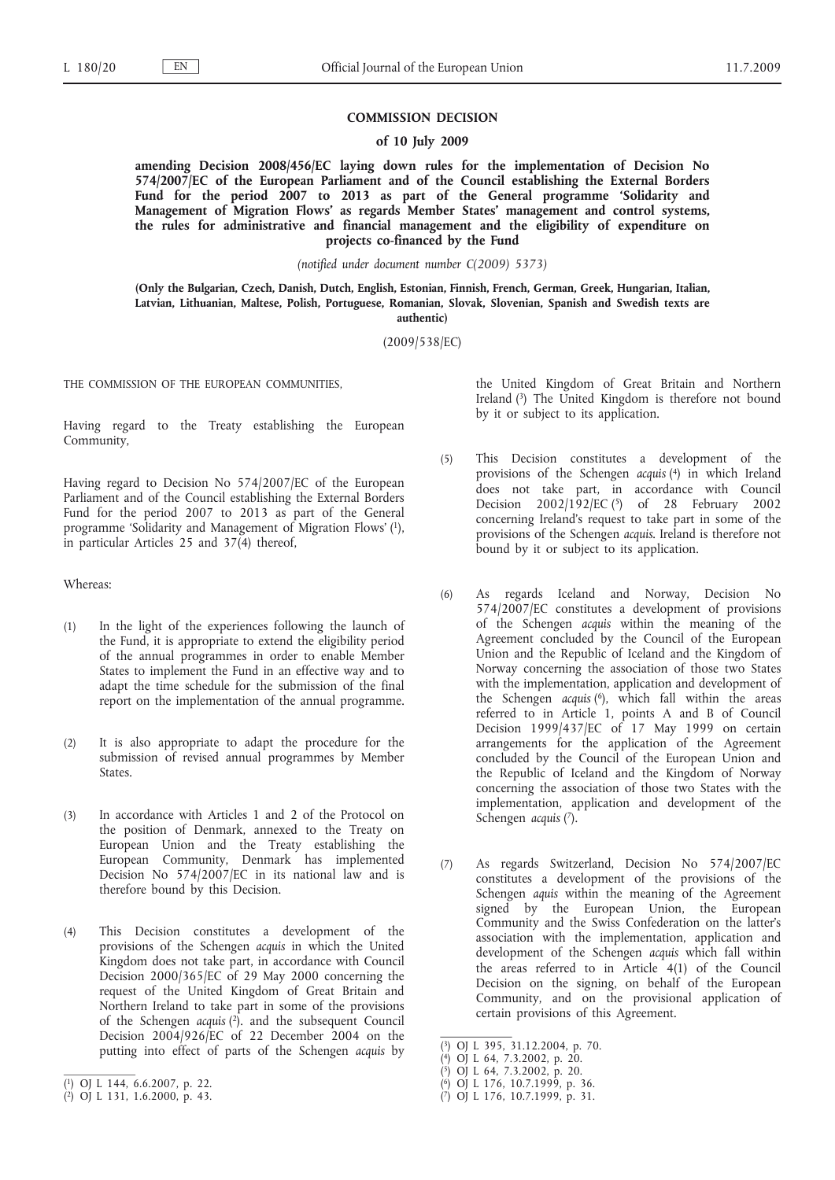# COMMISSION DECISION

## of 10 July 2009

## amending Decision 2008/456/EC laying down rules for the implementation of Decision No 574/2007/EC of the European Parliament and of the Council establishing the External Borders Fund for the period 2007 to 2013 as part of the General programme 'Solidarity and Management of Migration Flows' as regards Member States' management and control systems, the rules for administrative and financial management and the eligibility of expenditure on projects co-financed by the Fund

*(notified under document number C(2009) 5373)*

**(Only the Bulgarian, Czech, Danish, Dutch, English, Estonian, Finnish, French, German, Greek, Hungarian, Italian, Latvian, Lithuanian, Maltese, Polish, Portuguese, Romanian, Slovak, Slovenian, Spanish and Swedish texts are authentic)**

(2009/538/EC)

THE COMMISSION OF THE EUROPEAN COMMUNITIES,

Having regard to the Treaty establishing the European Community,

Having regard to Decision No 574/2007/EC of the European Parliament and of the Council establishing the External Borders Fund for the period 2007 to 2013 as part of the General programme 'Solidarity and Management of Migration Flows' [1], in particular Articles 25 and 37(4) thereof,

Whereas:

(1) In the light of the experiences following the launch of the Fund, it is appropriate to extend the eligibility period of the annual programmes in order to enable Member States to implement the Fund in an effective way and to adapt the time schedule for the submission of the final report on the implementation of the annual programme.

(2) It is also appropriate to adapt the procedure for the submission of revised annual programmes by Member States.

(3) In accordance with Articles 1 and 2 of the Protocol on the position of Denmark, annexed to the Treaty on European Union and the Treaty establishing the European Community, Denmark has implemented Decision No 574/2007/EC in its national law and is therefore bound by this Decision.

(4) This Decision constitutes a development of the provisions of the Schengen *acquis* in which the United Kingdom does not take part, in accordance with Council Decision 2000/365/EC of 29 May 2000 concerning the request of the United Kingdom of Great Britain and Northern Ireland to take part in some of the provisions of the Schengen *acquis* [2]. and the subsequent Council Decision 2004/926/EC of 22 December 2004 on the putting into effect of parts of the Schengen *acquis* by the United Kingdom of Great Britain and Northern Ireland [3] The United Kingdom is therefore not bound by it or subject to its application.

(5) This Decision constitutes a development of the provisions of the Schengen *acquis* [4] in which Ireland does not take part, in accordance with Council Decision 2002/192/EC [5] of 28 February 2002 concerning Ireland's request to take part in some of the provisions of the Schengen *acquis*. Ireland is therefore not bound by it or subject to its application.

(6) As regards Iceland and Norway, Decision No 574/2007/EC constitutes a development of provisions of the Schengen *acquis* within the meaning of the Agreement concluded by the Council of the European Union and the Republic of Iceland and the Kingdom of Norway concerning the association of those two States with the implementation, application and development of the Schengen *acquis* [6], which fall within the areas referred to in Article 1, points A and B of Council Decision 1999/437/EC of 17 May 1999 on certain arrangements for the application of the Agreement concluded by the Council of the European Union and the Republic of Iceland and the Kingdom of Norway concerning the association of those two States with the implementation, application and development of the Schengen *acquis* [7].

(7) As regards Switzerland, Decision No 574/2007/EC constitutes a development of the provisions of the Schengen *aquis* within the meaning of the Agreement signed by the European Union, the European Community and the Swiss Confederation on the latter's association with the implementation, application and development of the Schengen *acquis* which fall within the areas referred to in Article 4(1) of the Council Decision on the signing, on behalf of the European Community, and on the provisional application of certain provisions of this Agreement.

---

[1] OJ L 144, 6.6.2007, p. 22.

[2] OJ L 131, 1.6.2000, p. 43.

[3] OJ L 395, 31.12.2004, p. 70.

[4] OJ L 64, 7.3.2002, p. 20.

[5] OJ L 64, 7.3.2002, p. 20.

[6] OJ L 176, 10.7.1999, p. 36.

[7] OJ L 176, 10.7.1999, p. 31.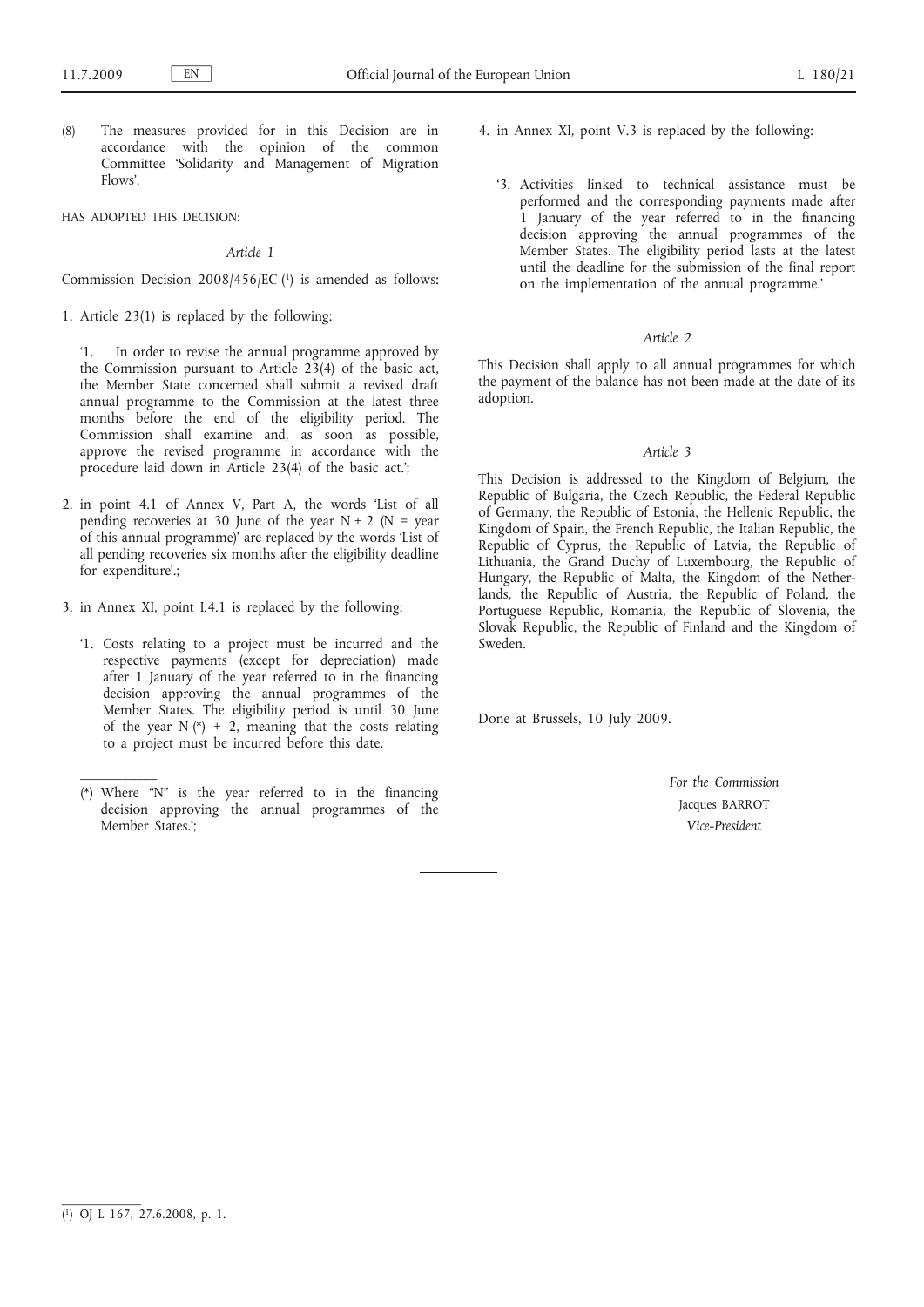(8) The measures provided for in this Decision are in accordance with the opinion of the common Committee 'Solidarity and Management of Migration Flows',

HAS ADOPTED THIS DECISION:

*Article 1*

Commission Decision 2008/456/EC [1] is amended as follows:

1. Article 23(1) is replaced by the following:

   '1. In order to revise the annual programme approved by the Commission pursuant to Article 23(4) of the basic act, the Member State concerned shall submit a revised draft annual programme to the Commission at the latest three months before the end of the eligibility period. The Commission shall examine and, as soon as possible, approve the revised programme in accordance with the procedure laid down in Article 23(4) of the basic act.';

2. in point 4.1 of Annex V, Part A, the words 'List of all pending recoveries at 30 June of the year N + 2 (N = year of this annual programme)' are replaced by the words 'List of all pending recoveries six months after the eligibility deadline for expenditure'.;

3. in Annex XI, point I.4.1 is replaced by the following:

   '1. Costs relating to a project must be incurred and the respective payments (except for depreciation) made after 1 January of the year referred to in the financing decision approving the annual programmes of the Member States. The eligibility period is until 30 June of the year N (*) + 2, meaning that the costs relating to a project must be incurred before this date.

   (*) Where "N" is the year referred to in the financing decision approving the annual programmes of the Member States.';

4. in Annex XI, point V.3 is replaced by the following:

   '3. Activities linked to technical assistance must be performed and the corresponding payments made after 1 January of the year referred to in the financing decision approving the annual programmes of the Member States. The eligibility period lasts at the latest until the deadline for the submission of the final report on the implementation of the annual programme.'

*Article 2*

This Decision shall apply to all annual programmes for which the payment of the balance has not been made at the date of its adoption.

*Article 3*

This Decision is addressed to the Kingdom of Belgium, the Republic of Bulgaria, the Czech Republic, the Federal Republic of Germany, the Republic of Estonia, the Hellenic Republic, the Kingdom of Spain, the French Republic, the Italian Republic, the Republic of Cyprus, the Republic of Latvia, the Republic of Lithuania, the Grand Duchy of Luxembourg, the Republic of Hungary, the Republic of Malta, the Kingdom of the Netherlands, the Republic of Austria, the Republic of Poland, the Portuguese Republic, Romania, the Republic of Slovenia, the Slovak Republic, the Republic of Finland and the Kingdom of Sweden.

Done at Brussels, 10 July 2009.

*For the Commission*

Jacques BARROT

*Vice-President*

[1] OJ L 167, 27.6.2008, p. 1.